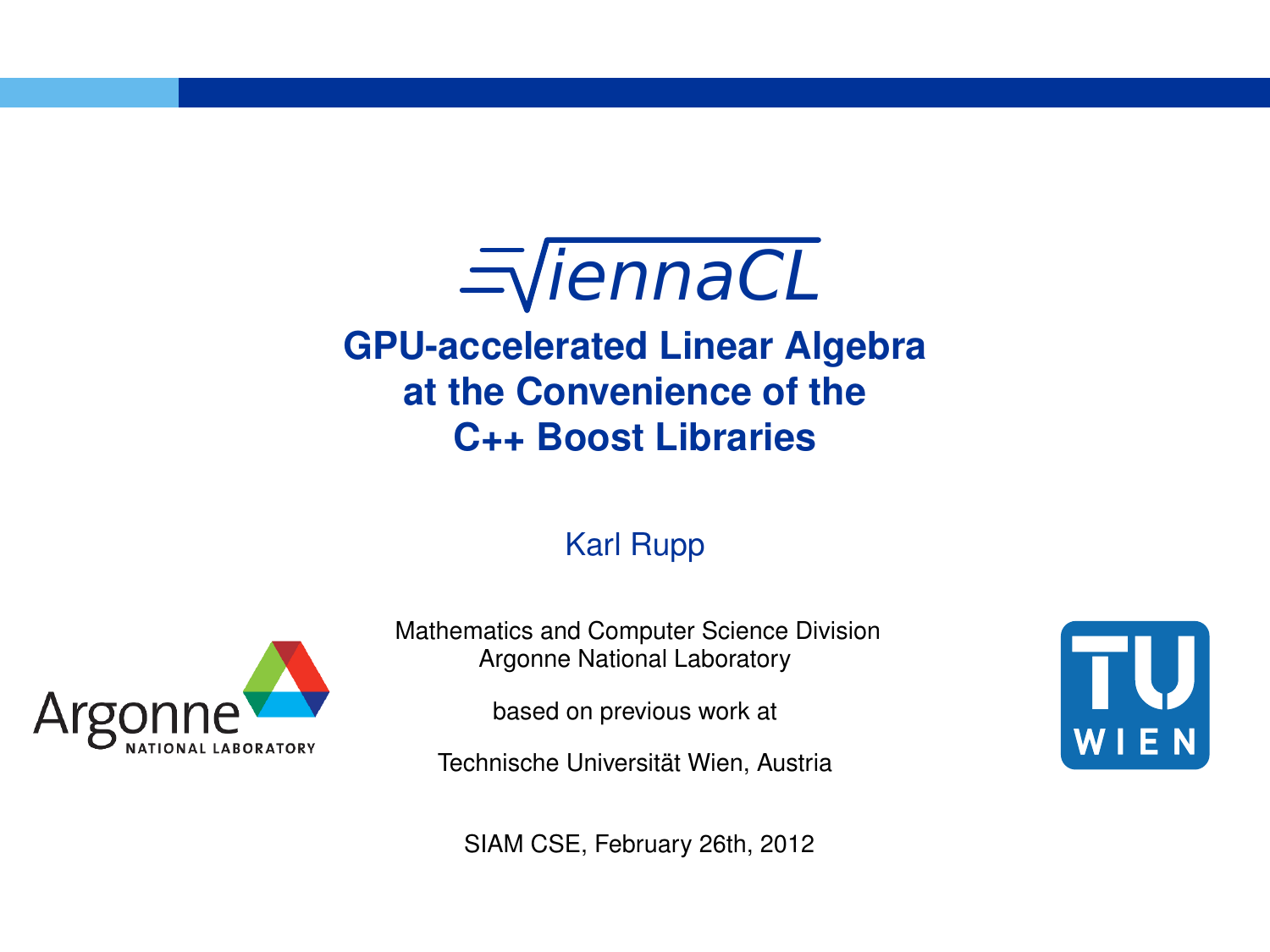# ViennaCL

## GPU-accelerated Linear Algebra at the Convenience of the C++ Boost Libraries

Karl Rupp

Mathematics and Computer Science Division
Argonne National Laboratory

based on previous work at

Technische Universität Wien, Austria

SIAM CSE, February 26th, 2012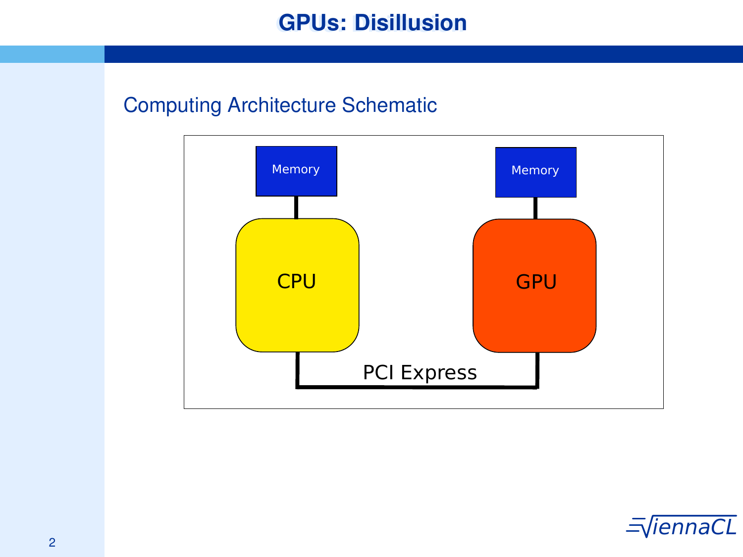# GPUs: Disillusion

## Computing Architecture Schematic

Memory

Memory

CPU

GPU

PCI Express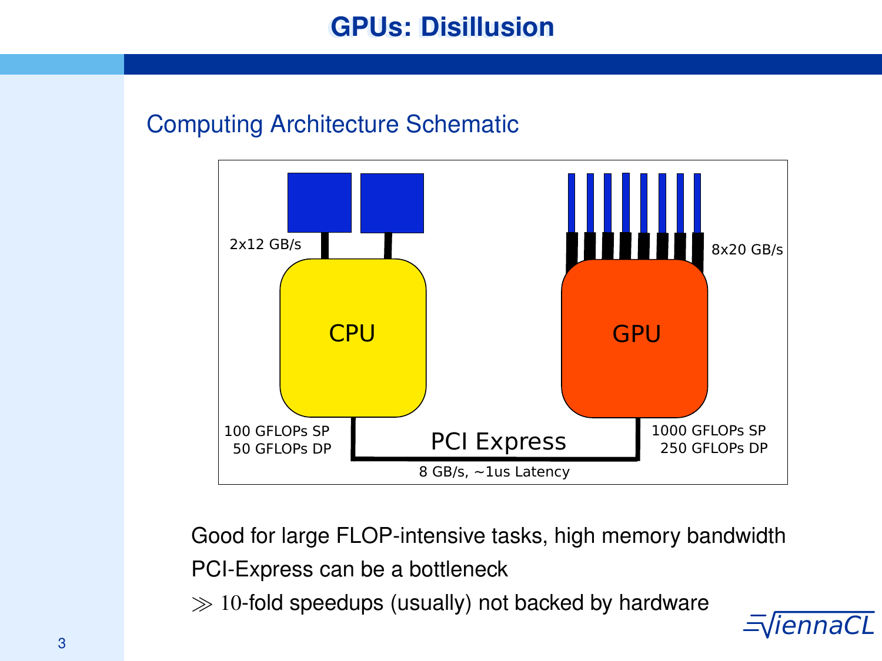# GPUs: Disillusion

## Computing Architecture Schematic

2x12 GB/s

CPU

100 GFLOPs SP
50 GFLOPs DP

8x20 GB/s

GPU

1000 GFLOPs SP
250 GFLOPs DP

PCI Express

8 GB/s, ~1us Latency

Good for large FLOP-intensive tasks, high memory bandwidth

PCI-Express can be a bottleneck

$\gg 10$-fold speedups (usually) not backed by hardware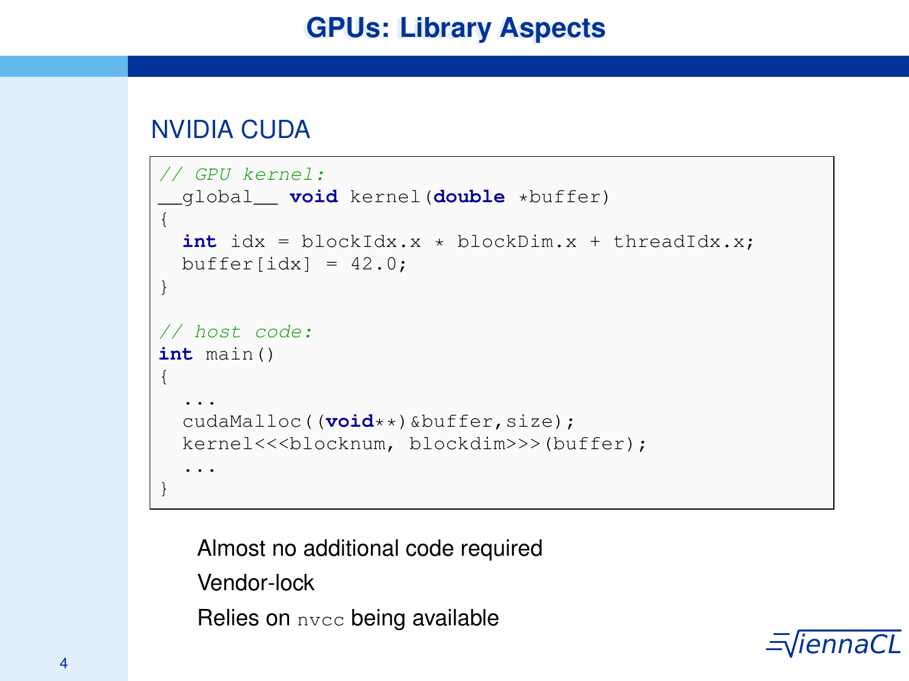# GPUs: Library Aspects

## NVIDIA CUDA

```
// GPU kernel:
__global__ void kernel(double *buffer)
{
  int idx = blockIdx.x * blockDim.x + threadIdx.x;
  buffer[idx] = 42.0;
}

// host code:
int main()
{
  ...
  cudaMalloc((void**)&buffer,size);
  kernel<<<blocknum, blockdim>>>(buffer);
  ...
}
```

- Almost no additional code required
- Vendor-lock
- Relies on `nvcc` being available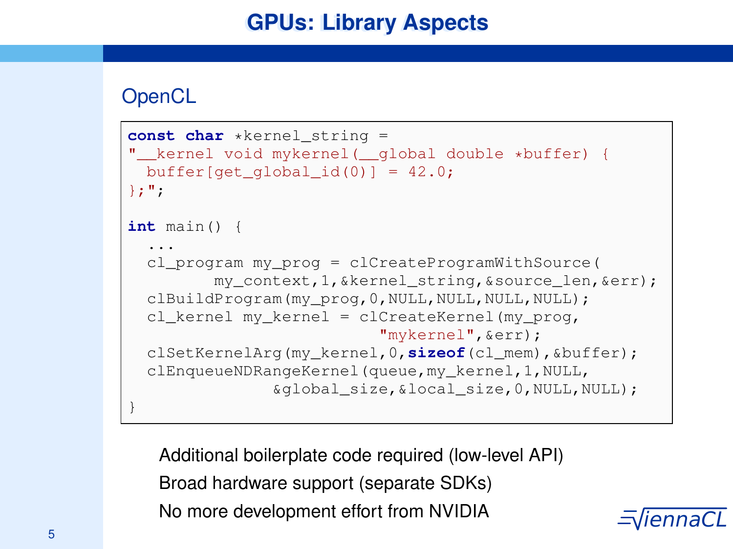# GPUs: Library Aspects

## OpenCL

```
const char *kernel_string =
"__kernel void mykernel(__global double *buffer) {
  buffer[get_global_id(0)] = 42.0;
};";

int main() {
  ...
  cl_program my_prog = clCreateProgramWithSource(
         my_context,1,&kernel_string,&source_len,&err);
  clBuildProgram(my_prog,0,NULL,NULL,NULL,NULL);
  cl_kernel my_kernel = clCreateKernel(my_prog,
                              "mykernel",&err);
  clSetKernelArg(my_kernel,0,sizeof(cl_mem),&buffer);
  clEnqueueNDRangeKernel(queue,my_kernel,1,NULL,
               &global_size,&local_size,0,NULL,NULL);
}
```

Additional boilerplate code required (low-level API)

Broad hardware support (separate SDKs)

No more development effort from NVIDIA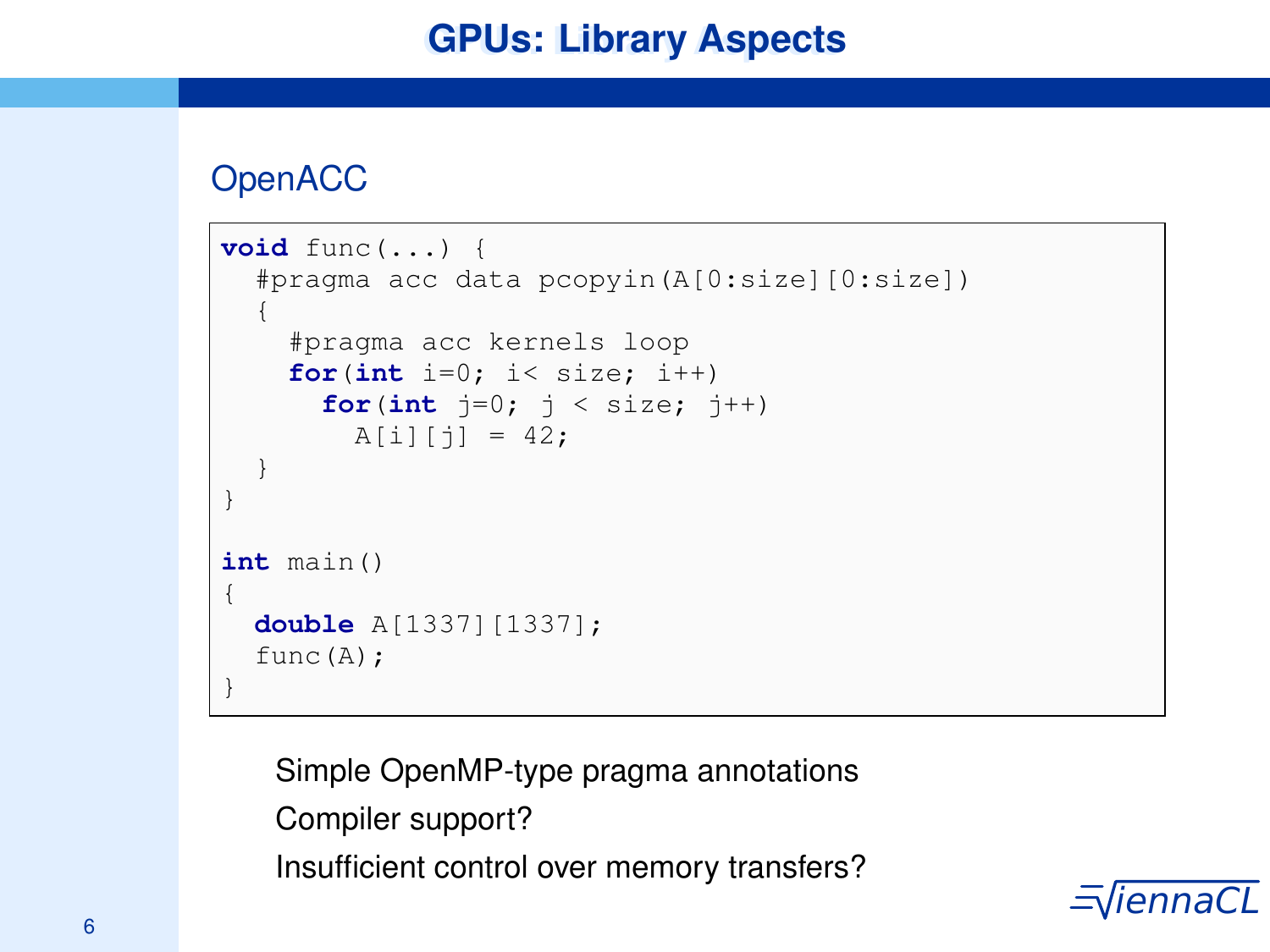# GPUs: Library Aspects

## OpenACC

```
void func(...) {
  #pragma acc data pcopyin(A[0:size][0:size])
  {
    #pragma acc kernels loop
    for(int i=0; i< size; i++)
      for(int j=0; j < size; j++)
        A[i][j] = 42;
  }
}

int main()
{
  double A[1337][1337];
  func(A);
}
```

- Simple OpenMP-type pragma annotations
- Compiler support?
- Insufficient control over memory transfers?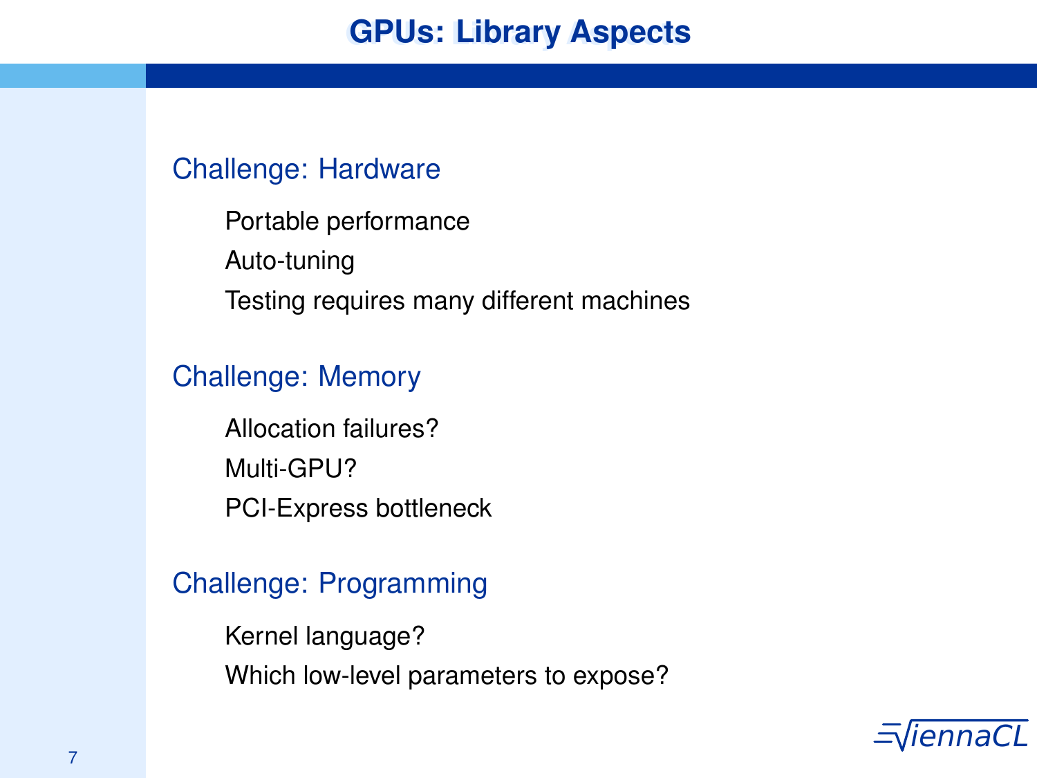# GPUs: Library Aspects

## Challenge: Hardware

- Portable performance
- Auto-tuning
- Testing requires many different machines

## Challenge: Memory

- Allocation failures?
- Multi-GPU?
- PCI-Express bottleneck

## Challenge: Programming

- Kernel language?
- Which low-level parameters to expose?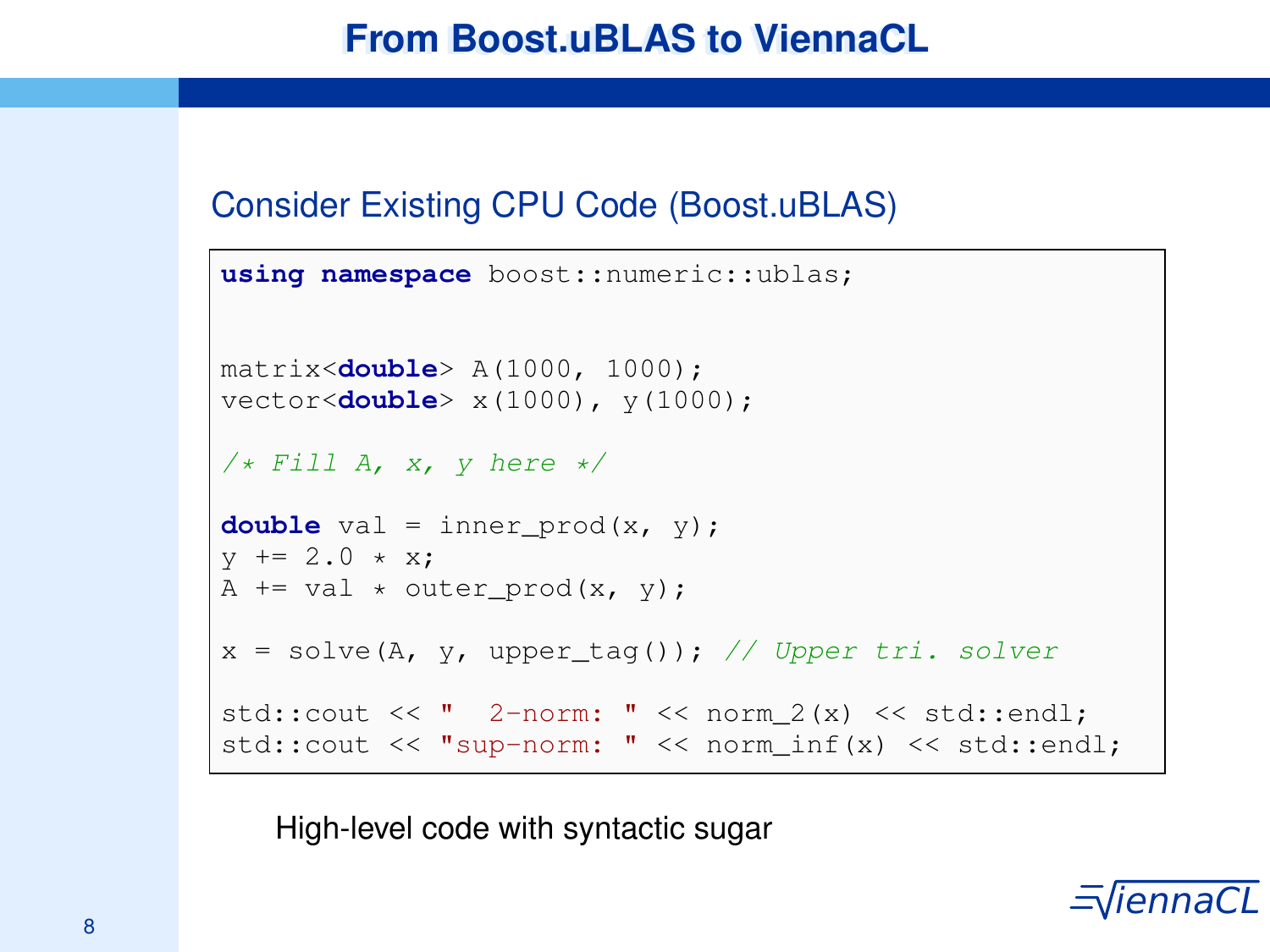# From Boost.uBLAS to ViennaCL

## Consider Existing CPU Code (Boost.uBLAS)

```
using namespace boost::numeric::ublas;


matrix<double> A(1000, 1000);
vector<double> x(1000), y(1000);

/* Fill A, x, y here */

double val = inner_prod(x, y);
y += 2.0 * x;
A += val * outer_prod(x, y);

x = solve(A, y, upper_tag()); // Upper tri. solver

std::cout << "  2-norm: " << norm_2(x) << std::endl;
std::cout << "sup-norm: " << norm_inf(x) << std::endl;
```

High-level code with syntactic sugar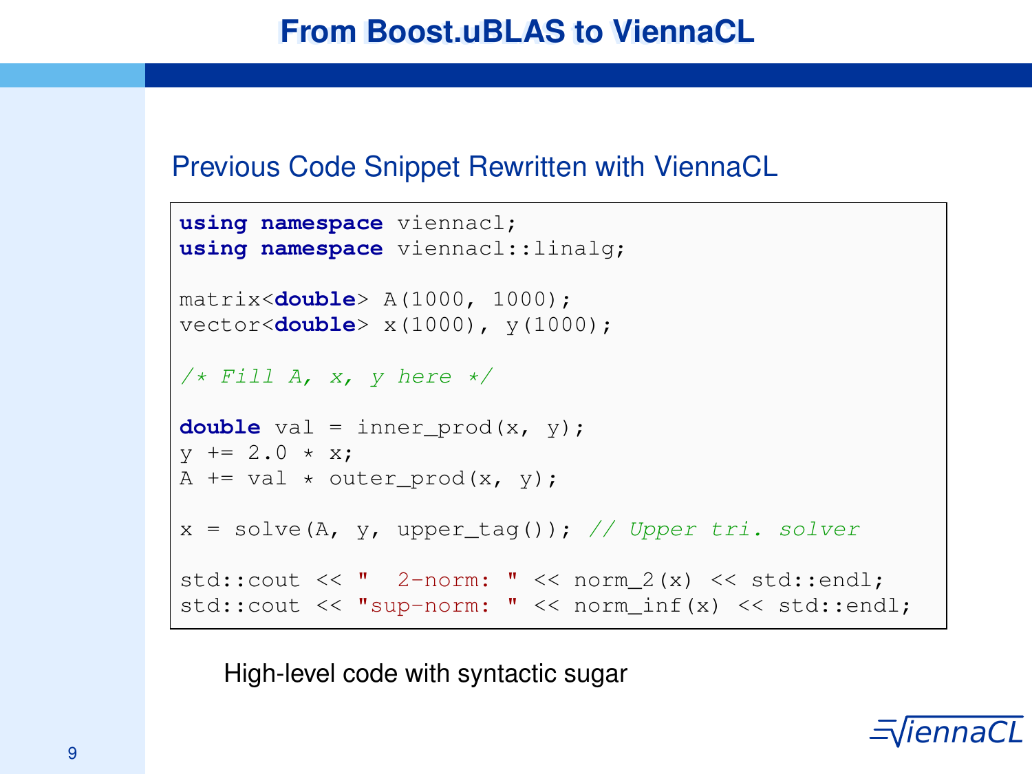# From Boost.uBLAS to ViennaCL

## Previous Code Snippet Rewritten with ViennaCL

```
using namespace viennacl;
using namespace viennacl::linalg;

matrix<double> A(1000, 1000);
vector<double> x(1000), y(1000);

/* Fill A, x, y here */

double val = inner_prod(x, y);
y += 2.0 * x;
A += val * outer_prod(x, y);

x = solve(A, y, upper_tag()); // Upper tri. solver

std::cout << "  2-norm: " << norm_2(x) << std::endl;
std::cout << "sup-norm: " << norm_inf(x) << std::endl;
```

High-level code with syntactic sugar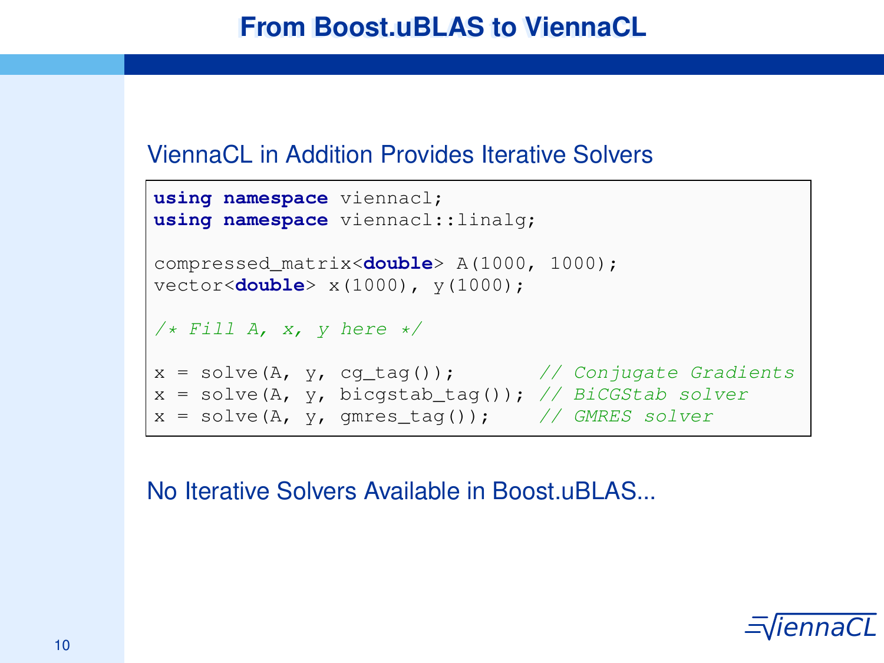# From Boost.uBLAS to ViennaCL

## ViennaCL in Addition Provides Iterative Solvers

```
using namespace viennacl;
using namespace viennacl::linalg;

compressed_matrix<double> A(1000, 1000);
vector<double> x(1000), y(1000);

/* Fill A, x, y here */

x = solve(A, y, cg_tag());       // Conjugate Gradients
x = solve(A, y, bicgstab_tag()); // BiCGStab solver
x = solve(A, y, gmres_tag());    // GMRES solver
```

No Iterative Solvers Available in Boost.uBLAS...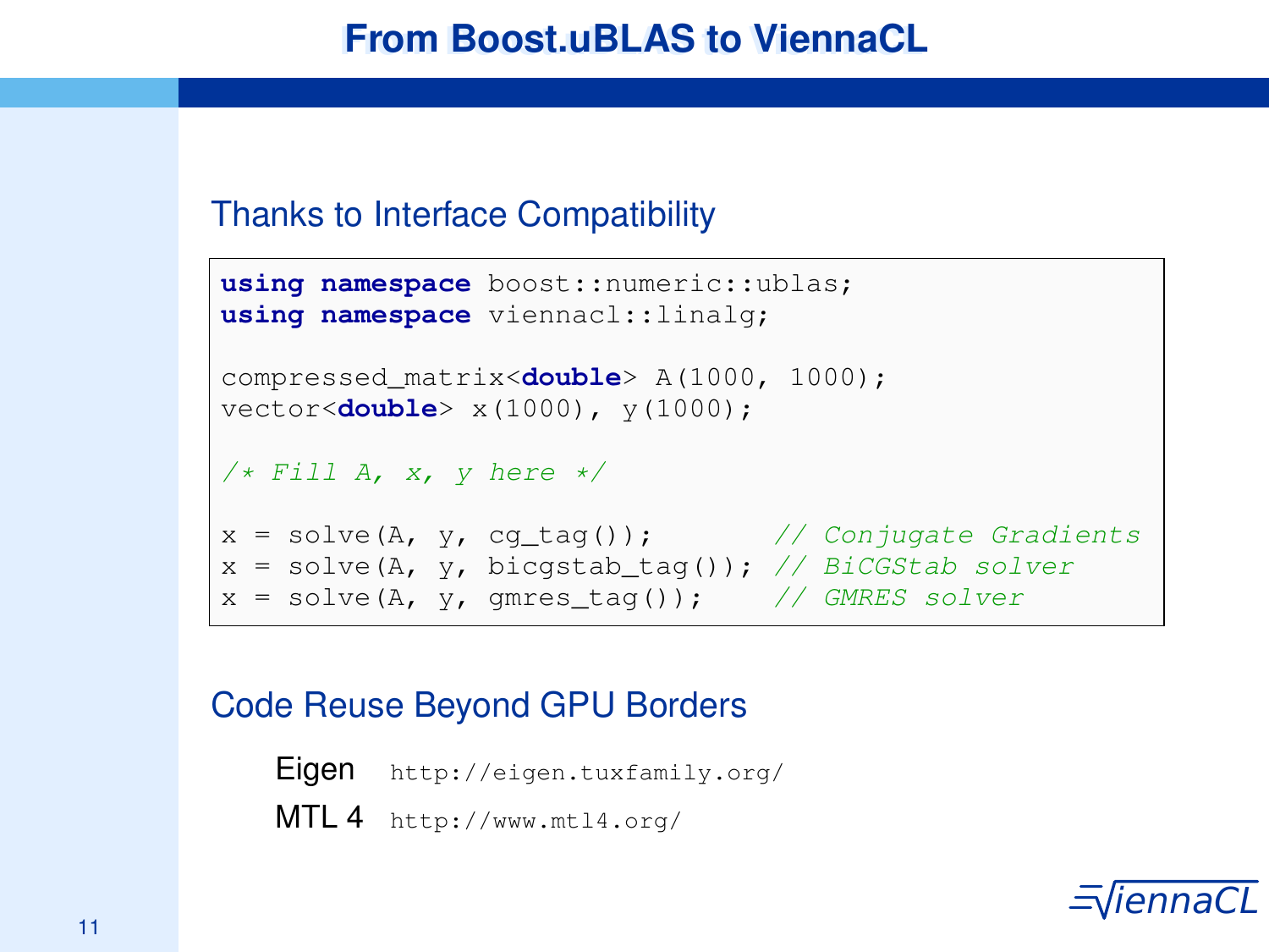# From Boost.uBLAS to ViennaCL

## Thanks to Interface Compatibility

```
using namespace boost::numeric::ublas;
using namespace viennacl::linalg;

compressed_matrix<double> A(1000, 1000);
vector<double> x(1000), y(1000);

/* Fill A, x, y here */

x = solve(A, y, cg_tag());        // Conjugate Gradients
x = solve(A, y, bicgstab_tag()); // BiCGStab solver
x = solve(A, y, gmres_tag());    // GMRES solver
```

## Code Reuse Beyond GPU Borders

Eigen `http://eigen.tuxfamily.org/`

MTL 4 `http://www.mtl4.org/`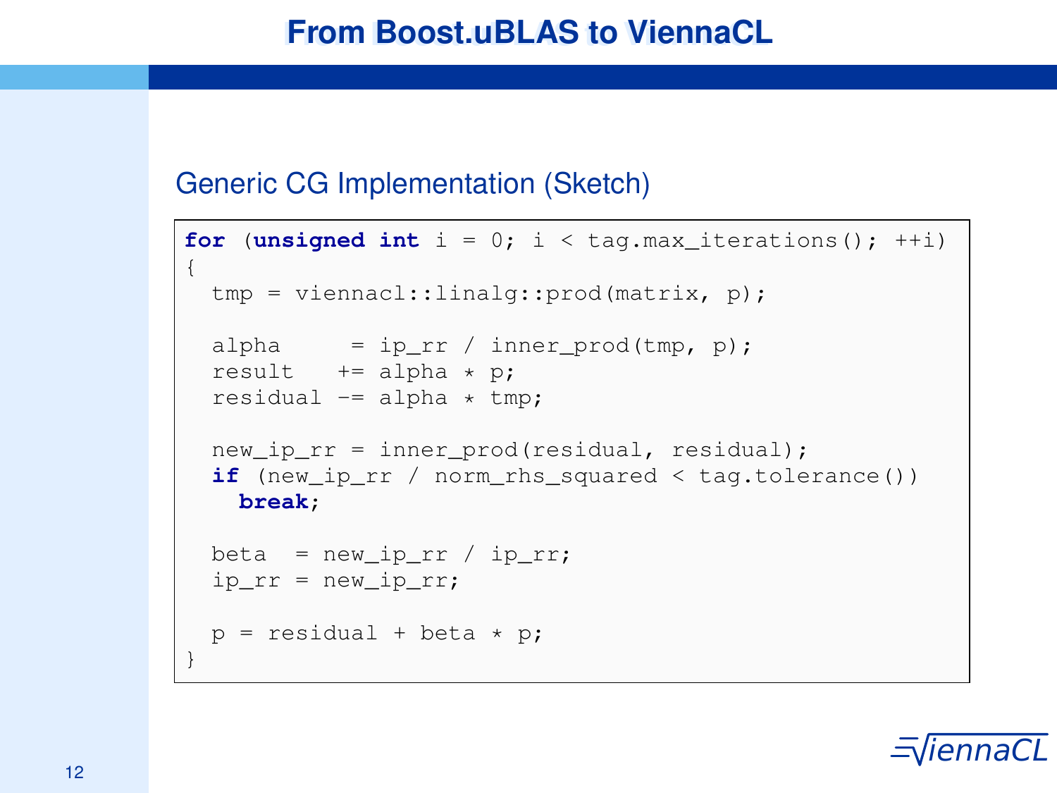# From Boost.uBLAS to ViennaCL

## Generic CG Implementation (Sketch)

```
for (unsigned int i = 0; i < tag.max_iterations(); ++i)
{
  tmp = viennacl::linalg::prod(matrix, p);

  alpha     = ip_rr / inner_prod(tmp, p);
  result   += alpha * p;
  residual -= alpha * tmp;

  new_ip_rr = inner_prod(residual, residual);
  if (new_ip_rr / norm_rhs_squared < tag.tolerance())
    break;

  beta  = new_ip_rr / ip_rr;
  ip_rr = new_ip_rr;

  p = residual + beta * p;
}
```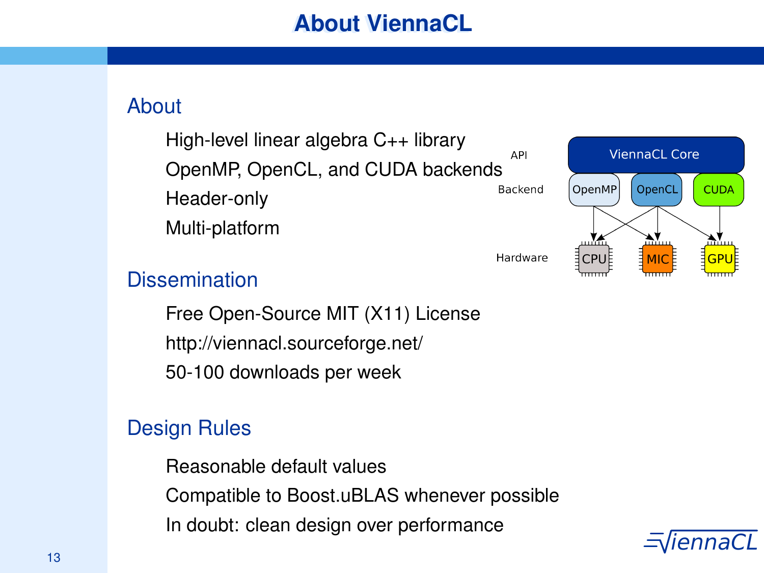# About ViennaCL

## About

- High-level linear algebra C++ library
- OpenMP, OpenCL, and CUDA backends
- Header-only
- Multi-platform

API | ViennaCL Core

Backend | OpenMP | OpenCL | CUDA

Hardware | CPU | MIC | GPU

## Dissemination

- Free Open-Source MIT (X11) License
- http://viennacl.sourceforge.net/
- 50-100 downloads per week

## Design Rules

- Reasonable default values
- Compatible to Boost.uBLAS whenever possible
- In doubt: clean design over performance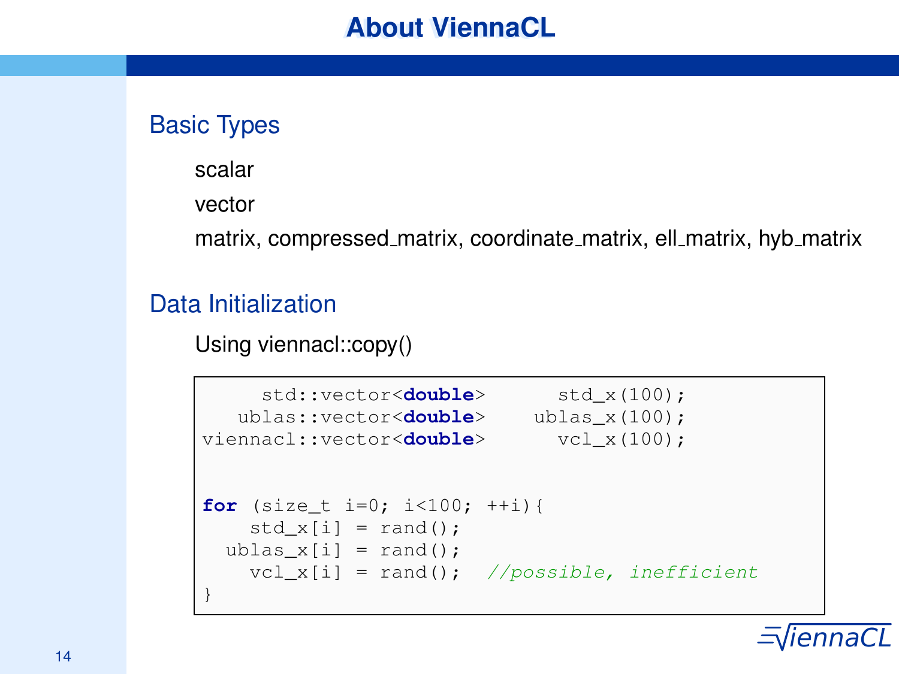# About ViennaCL

## Basic Types

scalar

vector

matrix, compressed_matrix, coordinate_matrix, ell_matrix, hyb_matrix

## Data Initialization

Using viennacl::copy()

```
     std::vector<double>      std_x(100);
   ublas::vector<double>    ublas_x(100);
viennacl::vector<double>      vcl_x(100);


for (size_t i=0; i<100; ++i){
    std_x[i] = rand();
  ublas_x[i] = rand();
    vcl_x[i] = rand();  //possible, inefficient
}
```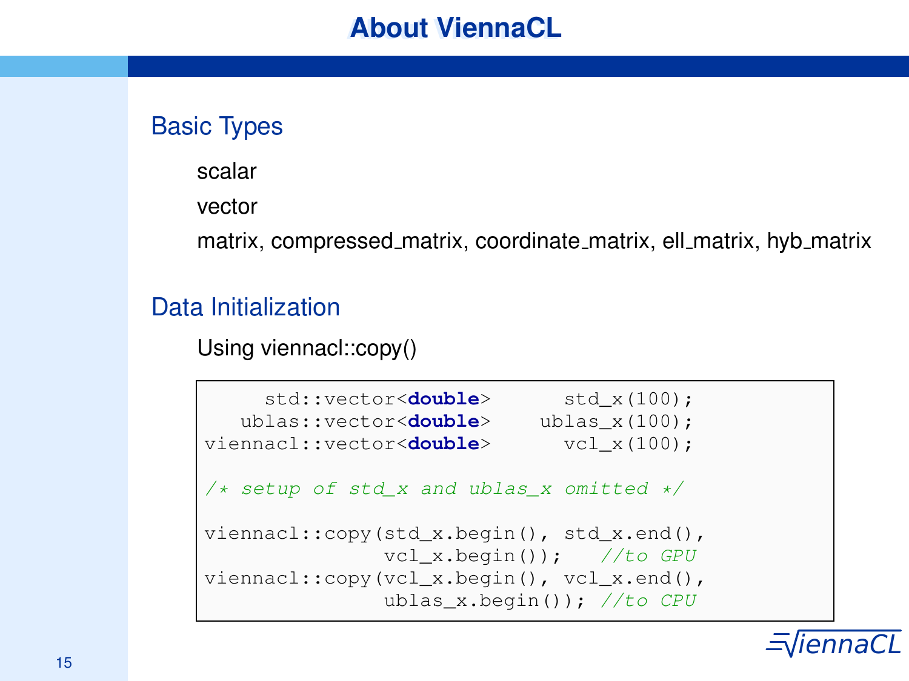# About ViennaCL

## Basic Types

scalar

vector

matrix, compressed_matrix, coordinate_matrix, ell_matrix, hyb_matrix

## Data Initialization

Using viennacl::copy()

```
     std::vector<double>      std_x(100);
   ublas::vector<double>    ublas_x(100);
viennacl::vector<double>      vcl_x(100);

/* setup of std_x and ublas_x omitted */

viennacl::copy(std_x.begin(), std_x.end(),
               vcl_x.begin());   //to GPU
viennacl::copy(vcl_x.begin(), vcl_x.end(),
               ublas_x.begin()); //to CPU
```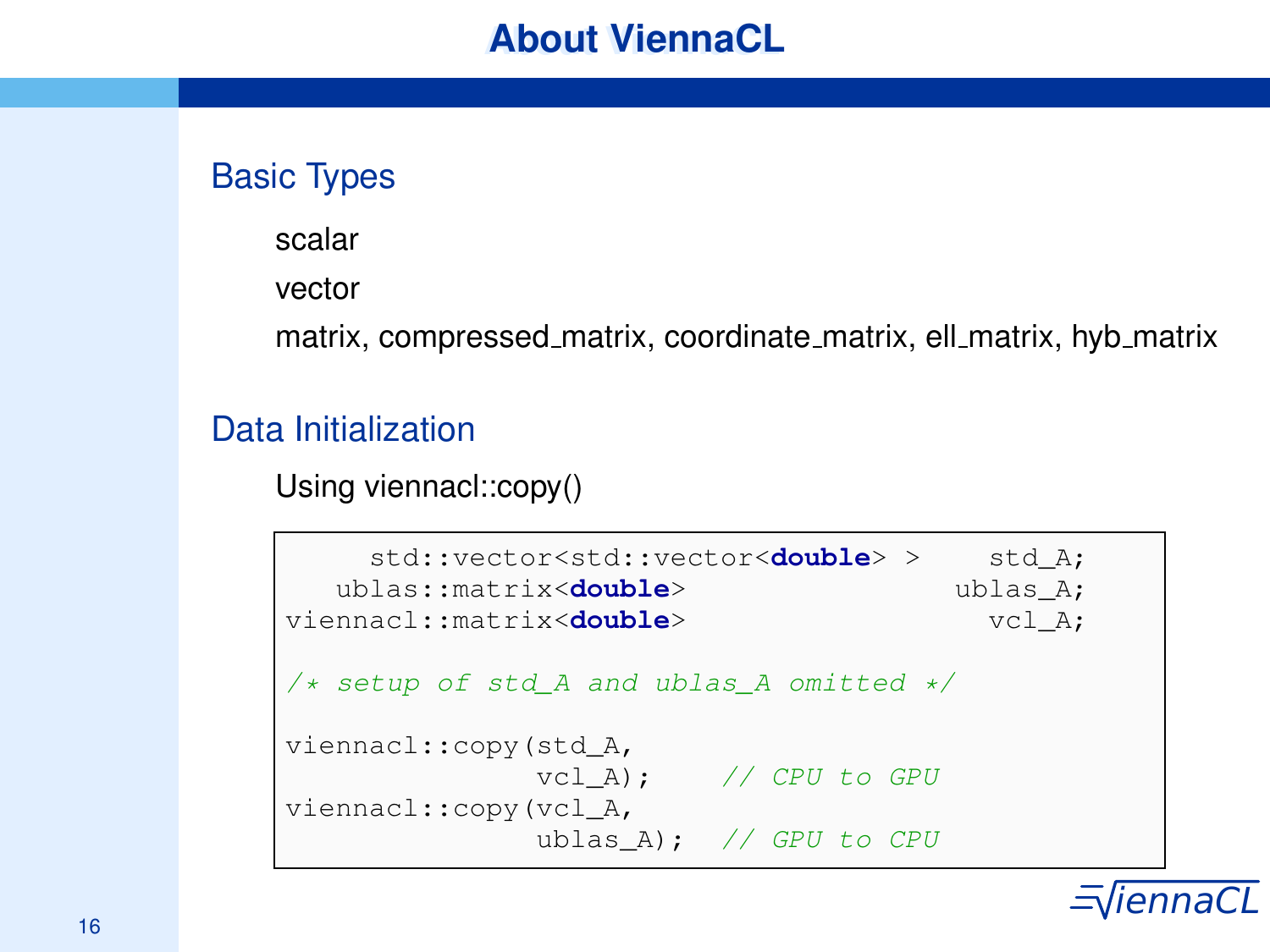# About ViennaCL

## Basic Types

scalar

vector

matrix, compressed_matrix, coordinate_matrix, ell_matrix, hyb_matrix

## Data Initialization

Using viennacl::copy()

```
    std::vector<std::vector<double> >    std_A;
  ublas::matrix<double>                ublas_A;
viennacl::matrix<double>                 vcl_A;

/* setup of std_A and ublas_A omitted */

viennacl::copy(std_A,
               vcl_A);    // CPU to GPU
viennacl::copy(vcl_A,
               ublas_A);  // GPU to CPU
```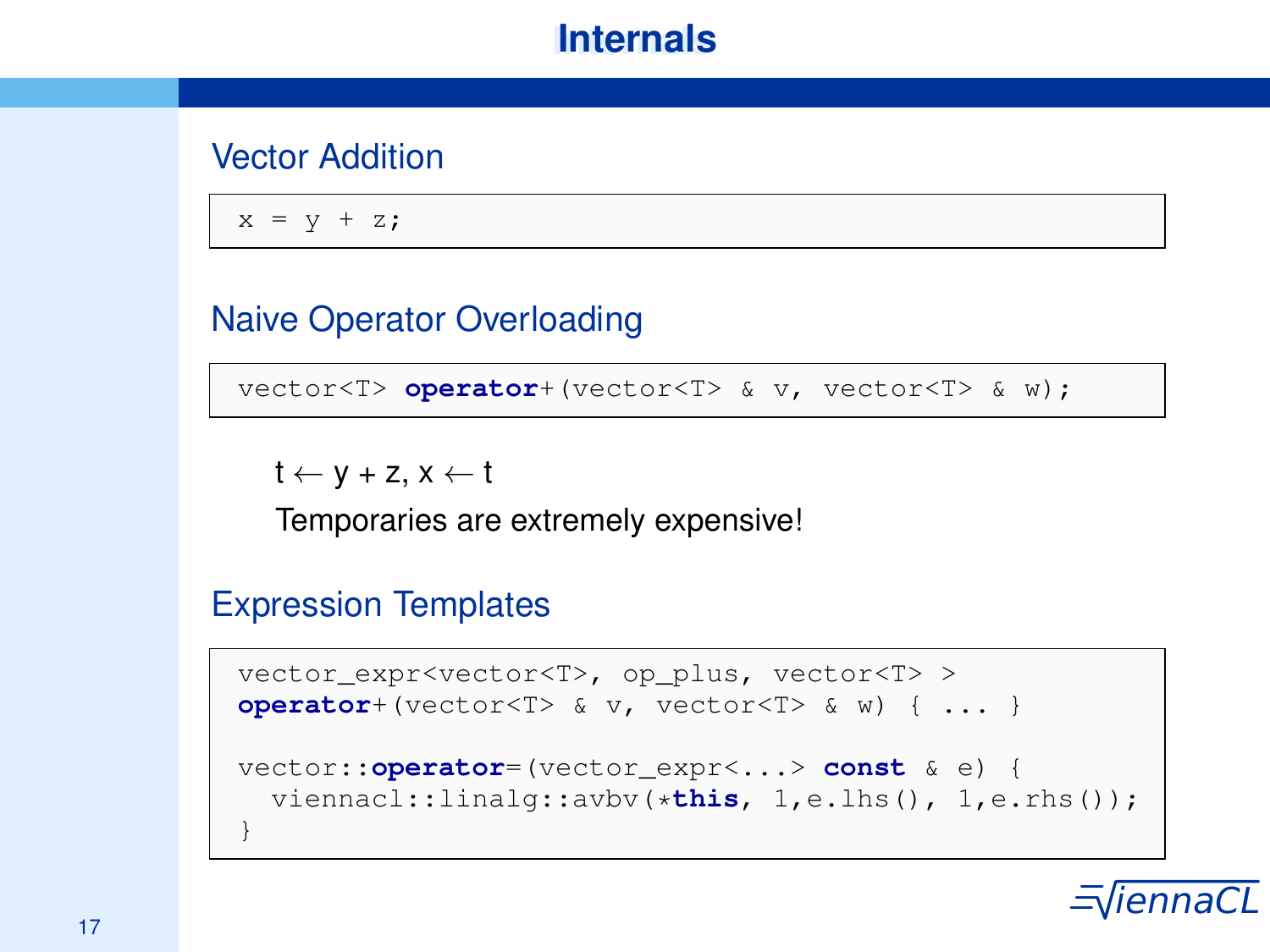# Internals

## Vector Addition

```
x = y + z;
```

## Naive Operator Overloading

```
vector<T> operator+(vector<T> & v, vector<T> & w);
```

$t \leftarrow y + z$, $x \leftarrow t$

Temporaries are extremely expensive!

## Expression Templates

```
vector_expr<vector<T>, op_plus, vector<T> >
operator+(vector<T> & v, vector<T> & w) { ... }

vector::operator=(vector_expr<...> const & e) {
  viennacl::linalg::avbv(*this, 1,e.lhs(), 1,e.rhs());
}
```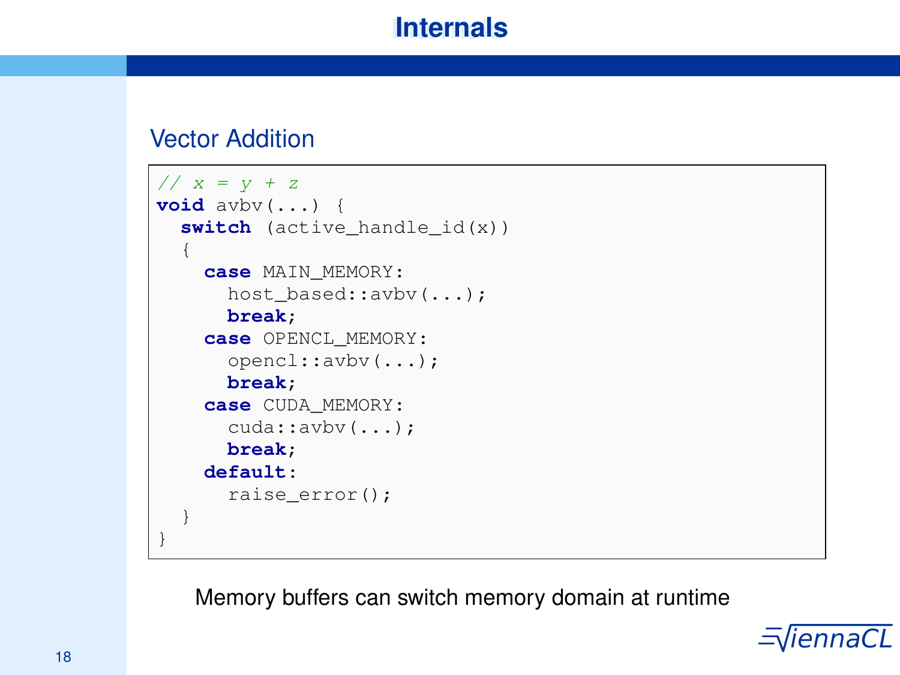# Internals

## Vector Addition

```
// x = y + z
void avbv(...) {
  switch (active_handle_id(x))
  {
    case MAIN_MEMORY:
      host_based::avbv(...);
      break;
    case OPENCL_MEMORY:
      opencl::avbv(...);
      break;
    case CUDA_MEMORY:
      cuda::avbv(...);
      break;
    default:
      raise_error();
  }
}
```

Memory buffers can switch memory domain at runtime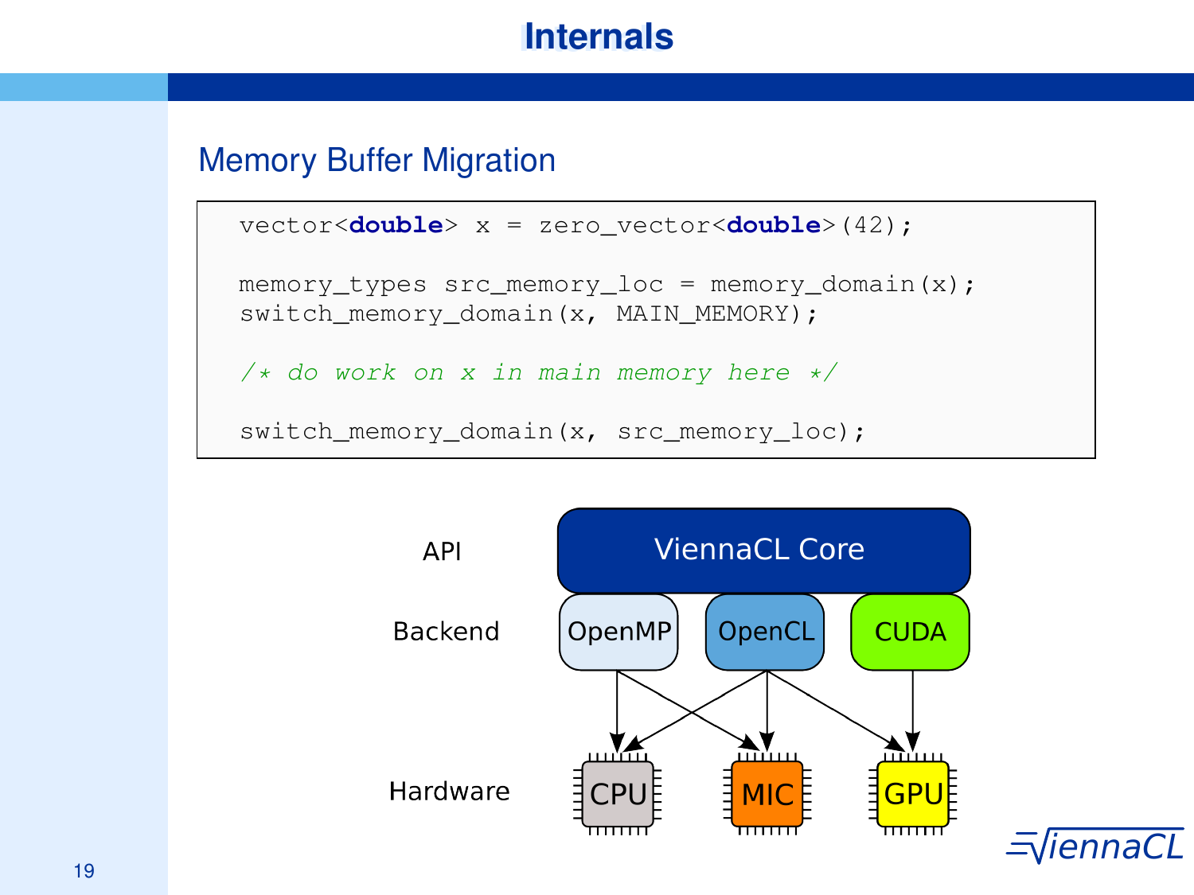# Internals

## Memory Buffer Migration

```
vector<double> x = zero_vector<double>(42);

memory_types src_memory_loc = memory_domain(x);
switch_memory_domain(x, MAIN_MEMORY);

/* do work on x in main memory here */

switch_memory_domain(x, src_memory_loc);
```

API — ViennaCL Core

Backend — OpenMP, OpenCL, CUDA

Hardware — CPU, MIC, GPU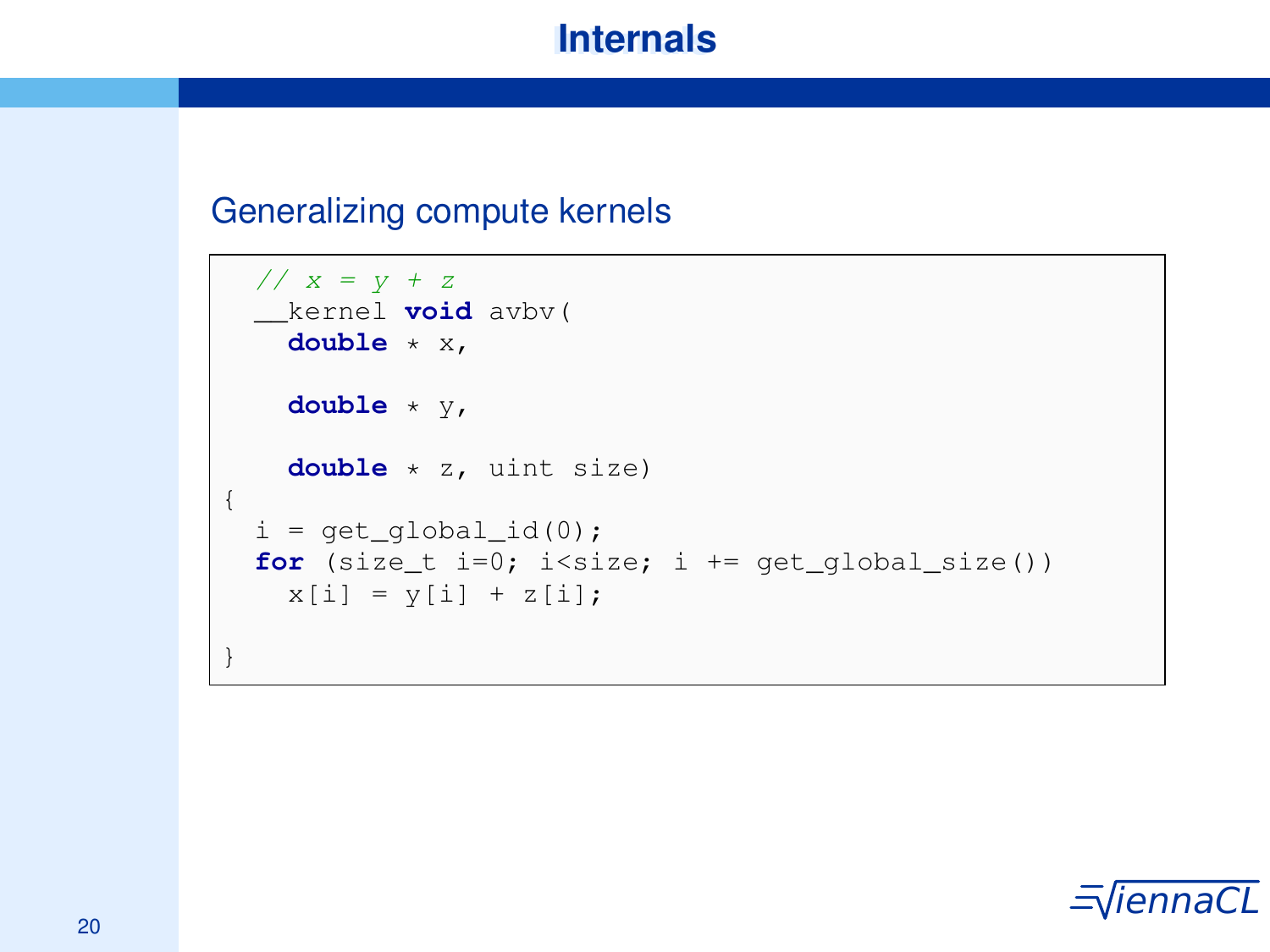## Generalizing compute kernels

```
  // x = y + z
  __kernel void avbv(
    double * x,

    double * y,

    double * z, uint size)
{
  i = get_global_id(0);
  for (size_t i=0; i<size; i += get_global_size())
    x[i] = y[i] + z[i];

}
```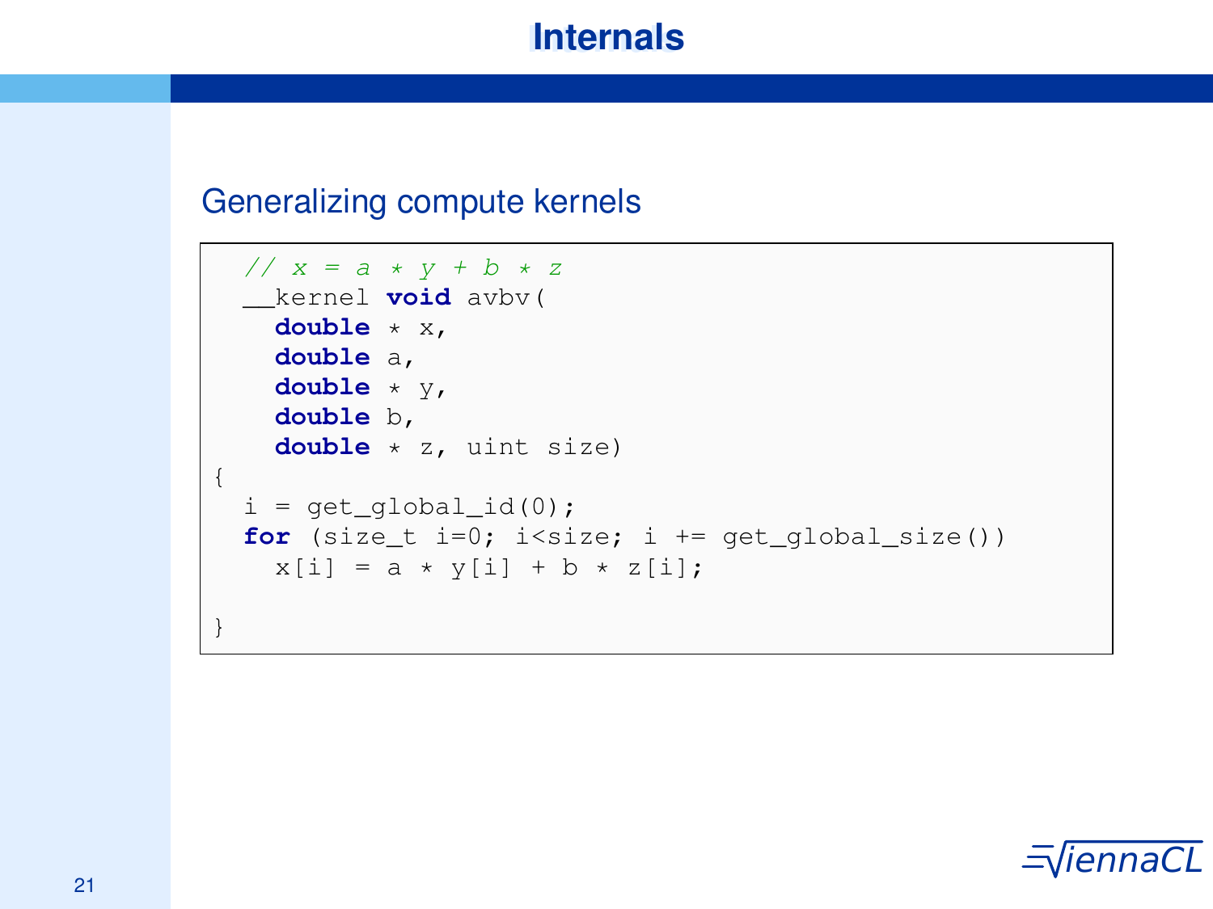# Internals

## Generalizing compute kernels

```
  // x = a * y + b * z
  __kernel void avbv(
    double * x,
    double a,
    double * y,
    double b,
    double * z, uint size)
{
  i = get_global_id(0);
  for (size_t i=0; i<size; i += get_global_size())
    x[i] = a * y[i] + b * z[i];

}
```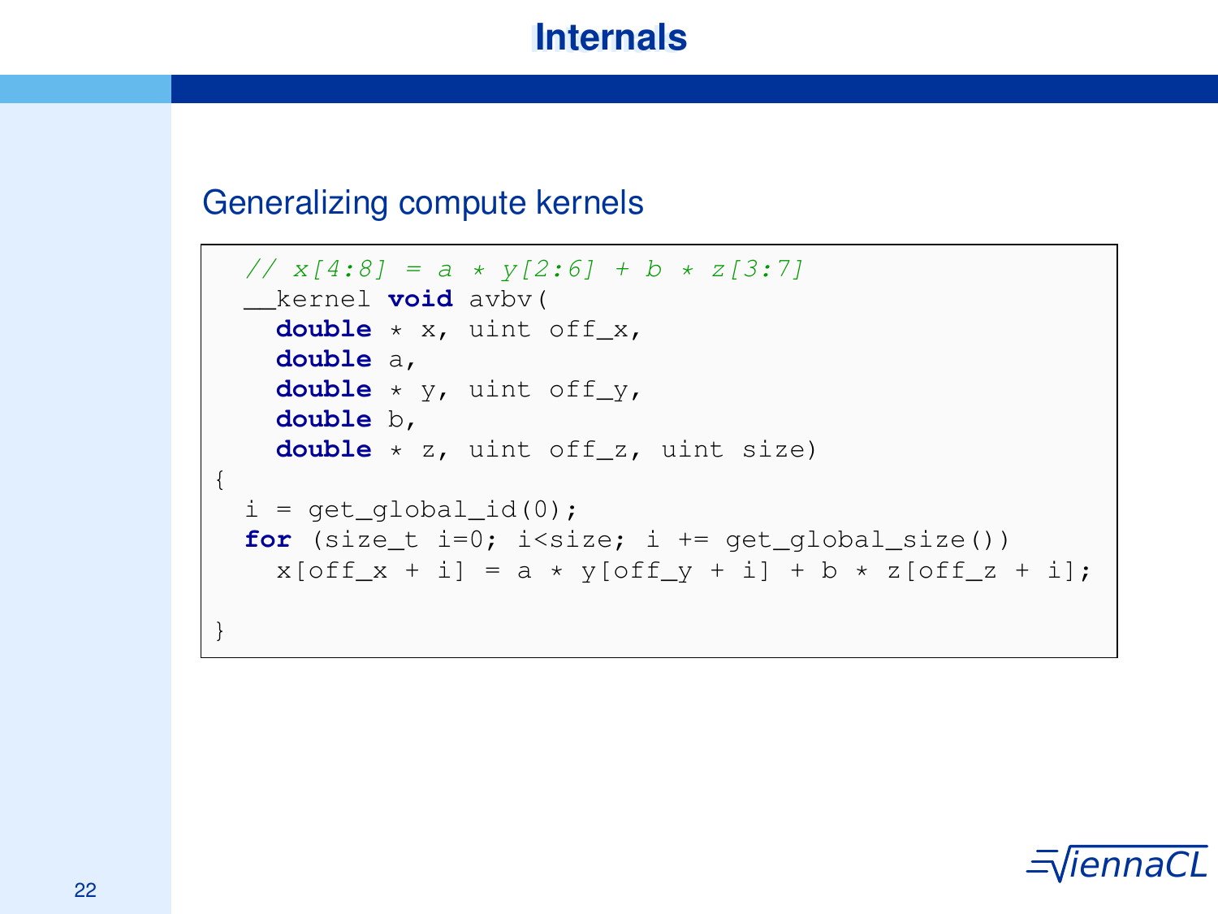# Internals

## Generalizing compute kernels

```
  // x[4:8] = a * y[2:6] + b * z[3:7]
  __kernel void avbv(
    double * x, uint off_x,
    double a,
    double * y, uint off_y,
    double b,
    double * z, uint off_z, uint size)
{
  i = get_global_id(0);
  for (size_t i=0; i<size; i += get_global_size())
    x[off_x + i] = a * y[off_y + i] + b * z[off_z + i];

}
```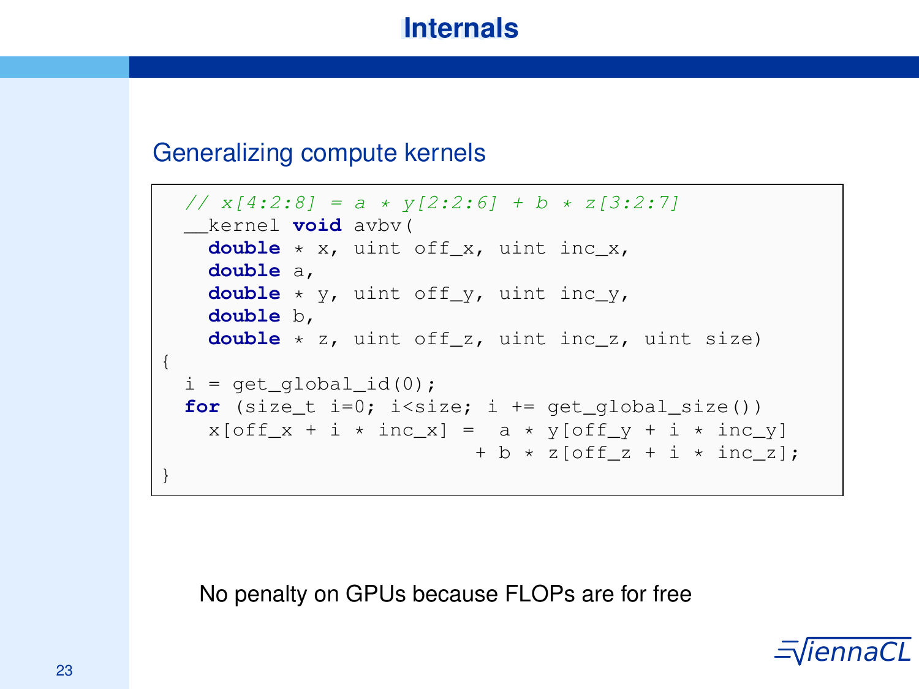# Internals

## Generalizing compute kernels

```
  // x[4:2:8] = a * y[2:2:6] + b * z[3:2:7]
  __kernel void avbv(
    double * x, uint off_x, uint inc_x,
    double a,
    double * y, uint off_y, uint inc_y,
    double b,
    double * z, uint off_z, uint inc_z, uint size)
{
  i = get_global_id(0);
  for (size_t i=0; i<size; i += get_global_size())
    x[off_x + i * inc_x] =  a * y[off_y + i * inc_y]
                          + b * z[off_z + i * inc_z];
}
```

No penalty on GPUs because FLOPs are for free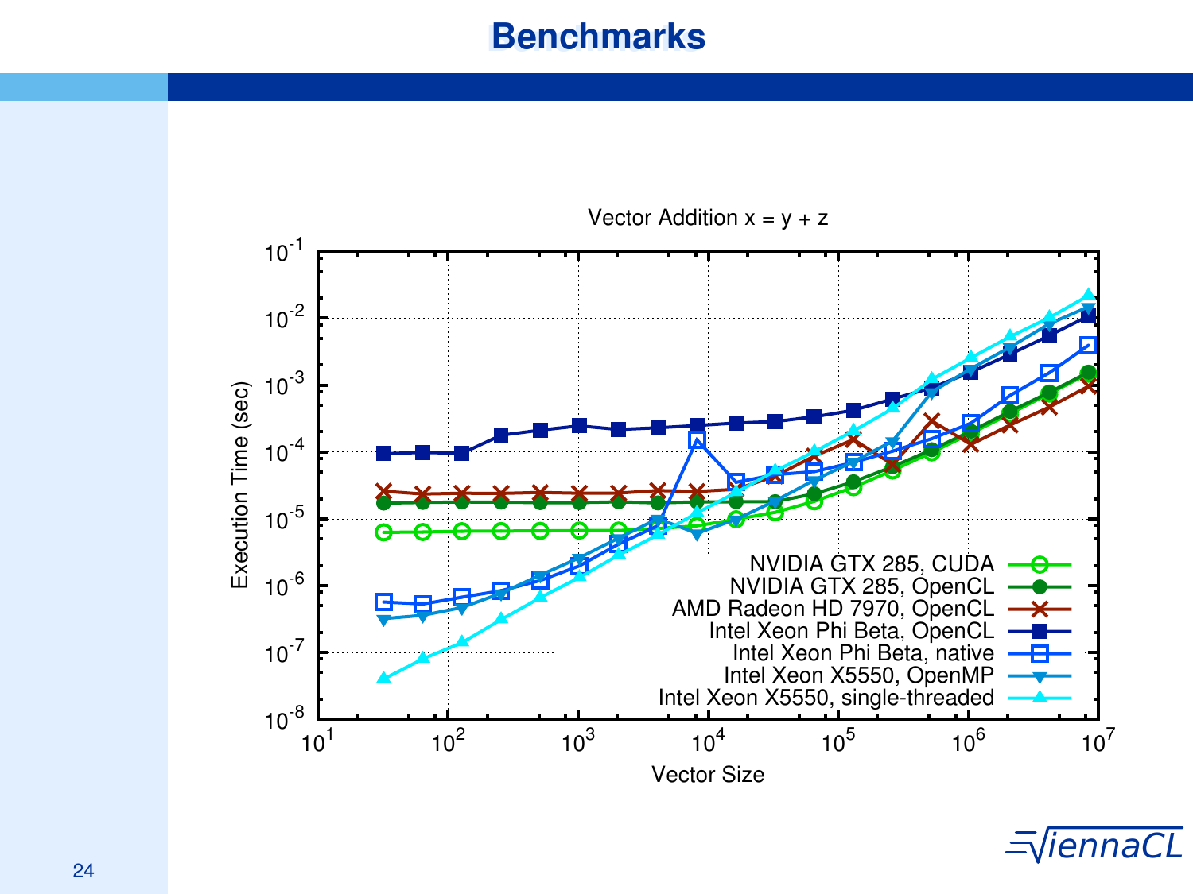# Benchmarks

Vector Addition x = y + z

Execution Time (sec)

Vector Size

- NVIDIA GTX 285, CUDA
- NVIDIA GTX 285, OpenCL
- AMD Radeon HD 7970, OpenCL
- Intel Xeon Phi Beta, OpenCL
- Intel Xeon Phi Beta, native
- Intel Xeon X5550, OpenMP
- Intel Xeon X5550, single-threaded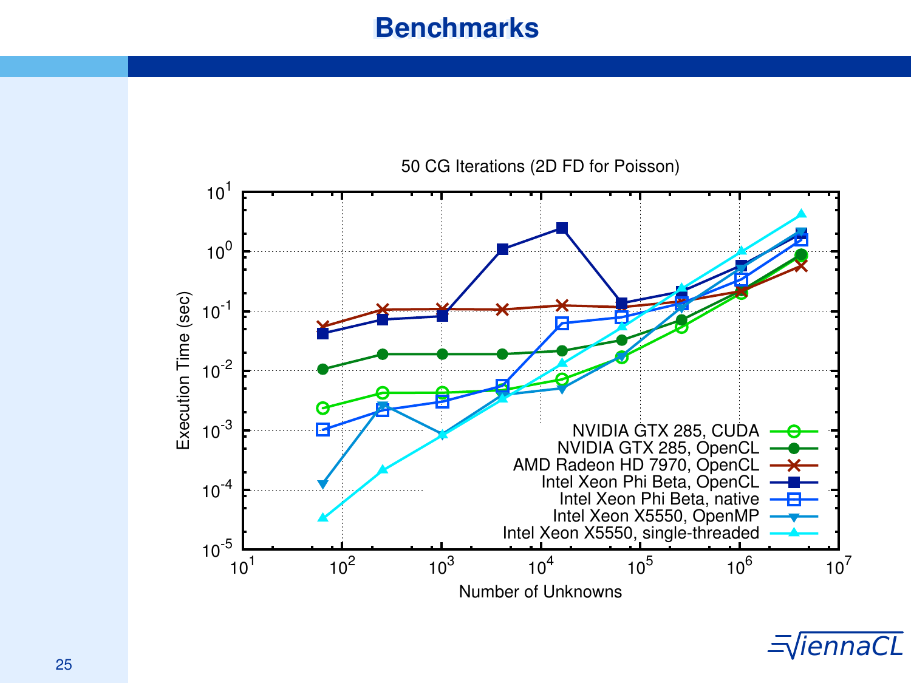# Benchmarks

50 CG Iterations (2D FD for Poisson)

Execution Time (sec) vs. Number of Unknowns

- NVIDIA GTX 285, CUDA
- NVIDIA GTX 285, OpenCL
- AMD Radeon HD 7970, OpenCL
- Intel Xeon Phi Beta, OpenCL
- Intel Xeon Phi Beta, native
- Intel Xeon X5550, OpenMP
- Intel Xeon X5550, single-threaded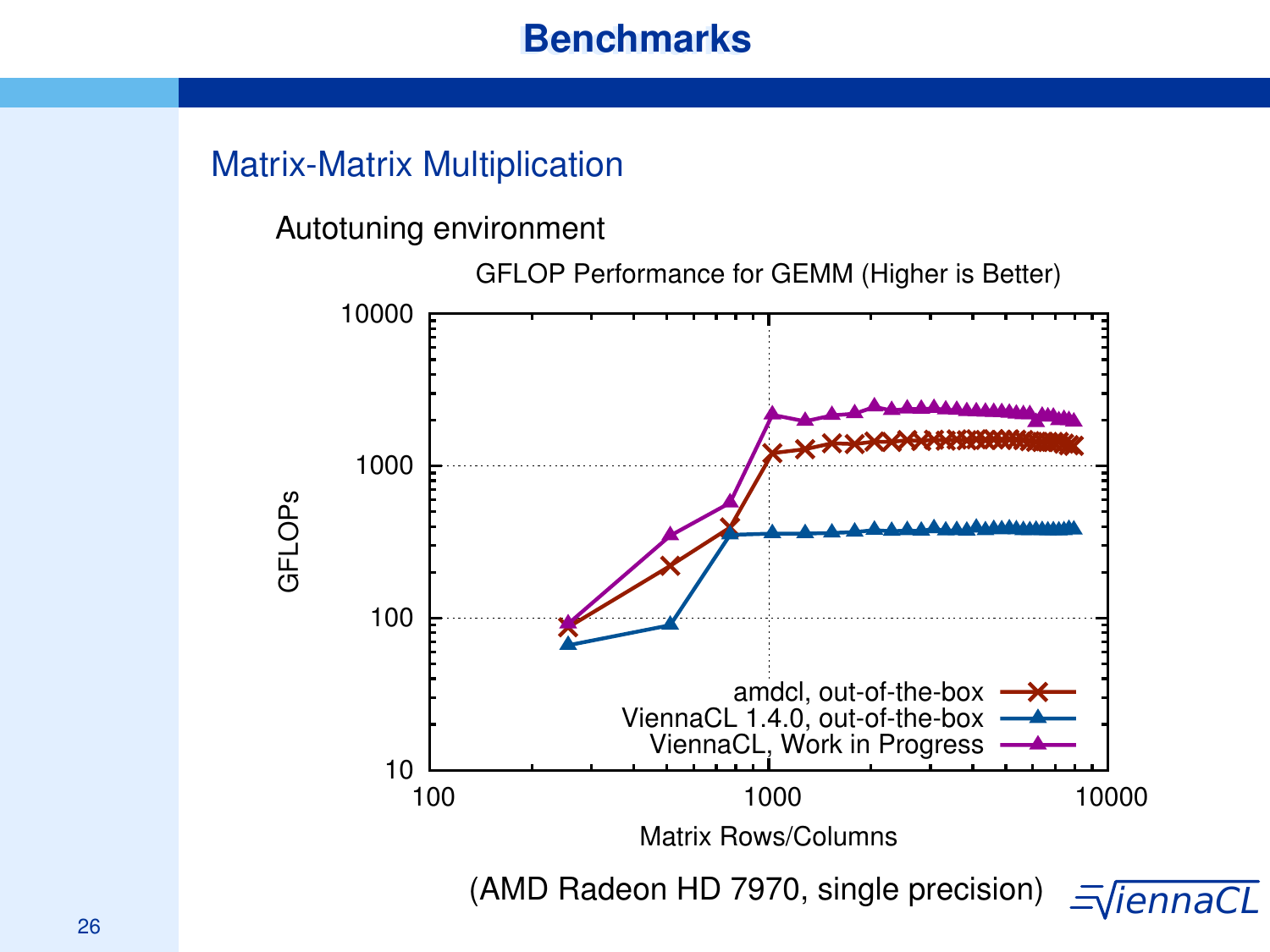# Benchmarks

## Matrix-Matrix Multiplication

Autotuning environment

GFLOP Performance for GEMM (Higher is Better)

(AMD Radeon HD 7970, single precision)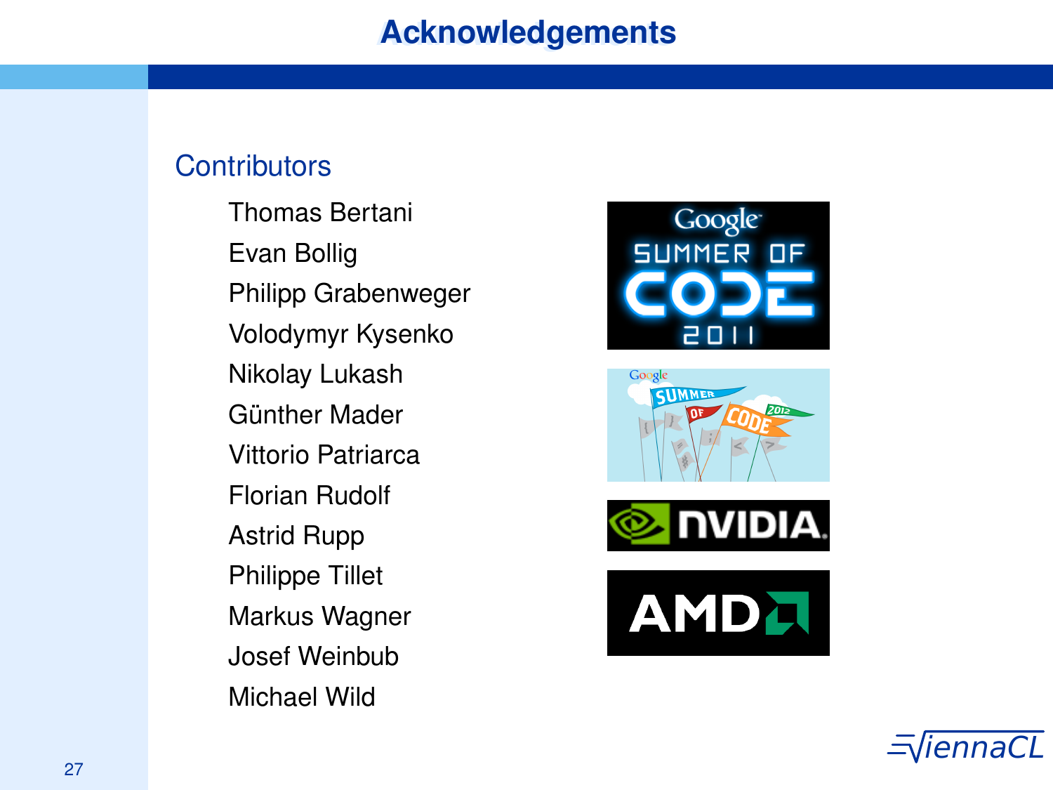# Acknowledgements

## Contributors

- Thomas Bertani
- Evan Bollig
- Philipp Grabenweger
- Volodymyr Kysenko
- Nikolay Lukash
- Günther Mader
- Vittorio Patriarca
- Florian Rudolf
- Astrid Rupp
- Philippe Tillet
- Markus Wagner
- Josef Weinbub
- Michael Wild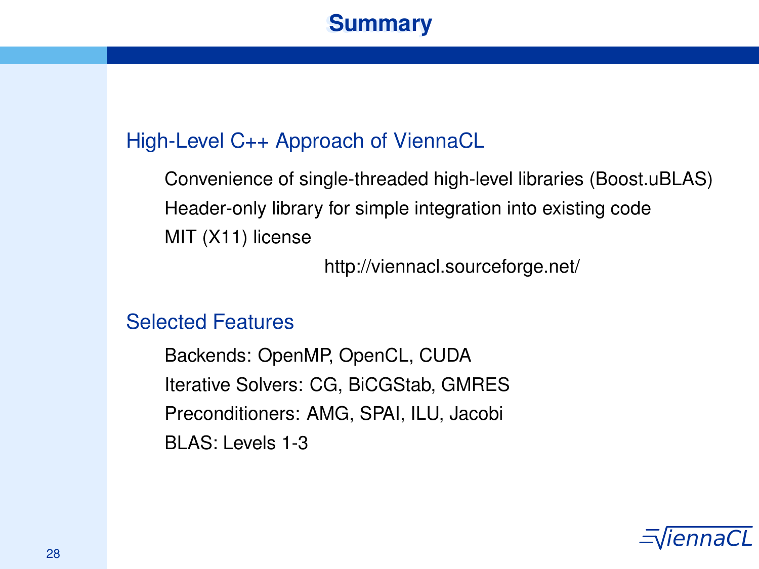# Summary

## High-Level C++ Approach of ViennaCL

- Convenience of single-threaded high-level libraries (Boost.uBLAS)
- Header-only library for simple integration into existing code
- MIT (X11) license

http://viennacl.sourceforge.net/

## Selected Features

- Backends: OpenMP, OpenCL, CUDA
- Iterative Solvers: CG, BiCGStab, GMRES
- Preconditioners: AMG, SPAI, ILU, Jacobi
- BLAS: Levels 1-3